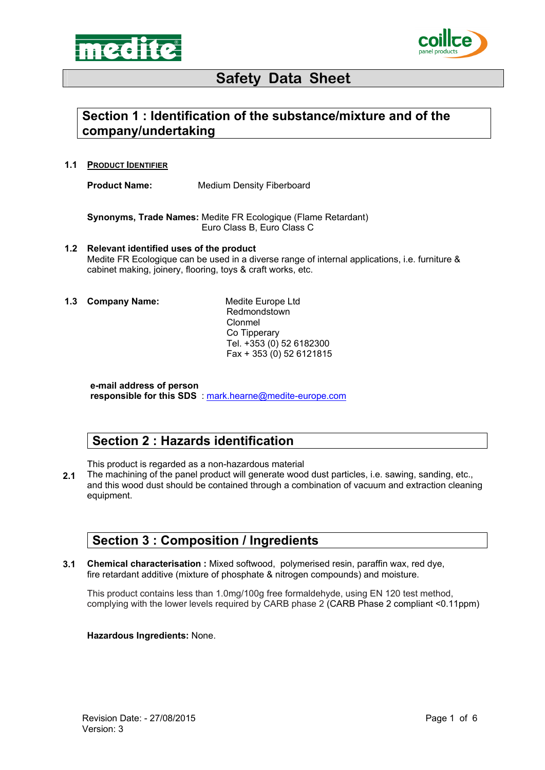# Safety Data Sheet

## Section 1 : Identification of the substance/mixture and of the company/undertaking

**1.1 PRODUCT IDENTIFIER**

**Product Name:** Medium Density Fiberboard

**Synonyms, Trade Names:** Medite FR Ecologique (Flame Retardant)
Euro Class B, Euro Class C

**1.2 Relevant identified uses of the product**

Medite FR Ecologique can be used in a diverse range of internal applications, i.e. furniture & cabinet making, joinery, flooring, toys & craft works, etc.

**1.3 Company Name:**

Medite Europe Ltd
Redmondstown
Clonmel
Co Tipperary
Tel. +353 (0) 52 6182300
Fax + 353 (0) 52 6121815

**e-mail address of person responsible for this SDS** : mark.hearne@medite-europe.com

## Section 2 : Hazards identification

This product is regarded as a non-hazardous material

**2.1** The machining of the panel product will generate wood dust particles, i.e. sawing, sanding, etc., and this wood dust should be contained through a combination of vacuum and extraction cleaning equipment.

## Section 3 : Composition / Ingredients

**3.1 Chemical characterisation :** Mixed softwood, polymerised resin, paraffin wax, red dye, fire retardant additive (mixture of phosphate & nitrogen compounds) and moisture.

This product contains less than 1.0mg/100g free formaldehyde, using EN 120 test method, complying with the lower levels required by CARB phase 2 (CARB Phase 2 compliant <0.11ppm)

**Hazardous Ingredients:** None.

Revision Date: - 27/08/2015
Version: 3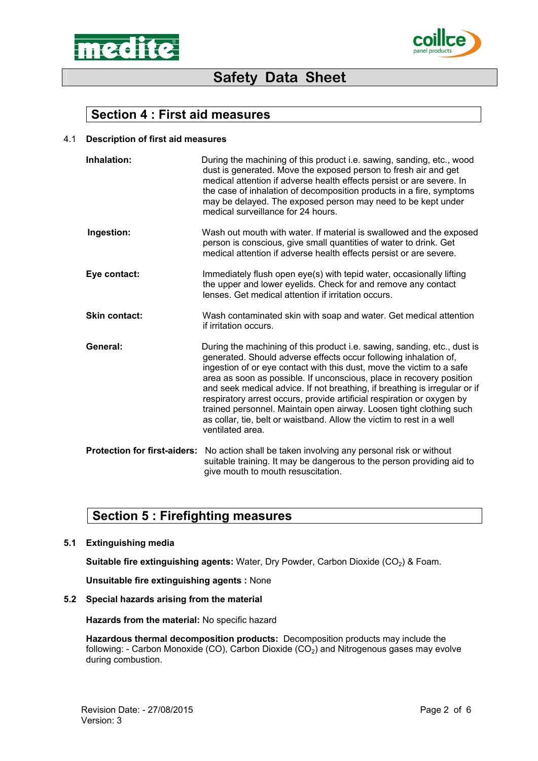# Safety Data Sheet

## Section 4 : First aid measures

4.1 **Description of first aid measures**

**Inhalation:** During the machining of this product i.e. sawing, sanding, etc., wood dust is generated. Move the exposed person to fresh air and get medical attention if adverse health effects persist or are severe. In the case of inhalation of decomposition products in a fire, symptoms may be delayed. The exposed person may need to be kept under medical surveillance for 24 hours.

**Ingestion:** Wash out mouth with water. If material is swallowed and the exposed person is conscious, give small quantities of water to drink. Get medical attention if adverse health effects persist or are severe.

**Eye contact:** Immediately flush open eye(s) with tepid water, occasionally lifting the upper and lower eyelids. Check for and remove any contact lenses. Get medical attention if irritation occurs.

**Skin contact:** Wash contaminated skin with soap and water. Get medical attention if irritation occurs.

**General:** During the machining of this product i.e. sawing, sanding, etc., dust is generated. Should adverse effects occur following inhalation of, ingestion of or eye contact with this dust, move the victim to a safe area as soon as possible. If unconscious, place in recovery position and seek medical advice. If not breathing, if breathing is irregular or if respiratory arrest occurs, provide artificial respiration or oxygen by trained personnel. Maintain open airway. Loosen tight clothing such as collar, tie, belt or waistband. Allow the victim to rest in a well ventilated area.

**Protection for first-aiders:** No action shall be taken involving any personal risk or without suitable training. It may be dangerous to the person providing aid to give mouth to mouth resuscitation.

## Section 5 : Firefighting measures

**5.1 Extinguishing media**

**Suitable fire extinguishing agents:** Water, Dry Powder, Carbon Dioxide ($CO_2$) & Foam.

**Unsuitable fire extinguishing agents :** None

**5.2 Special hazards arising from the material**

**Hazards from the material:** No specific hazard

**Hazardous thermal decomposition products:** Decomposition products may include the following: - Carbon Monoxide (CO), Carbon Dioxide ($CO_2$) and Nitrogenous gases may evolve during combustion.

Revision Date: - 27/08/2015
Version: 3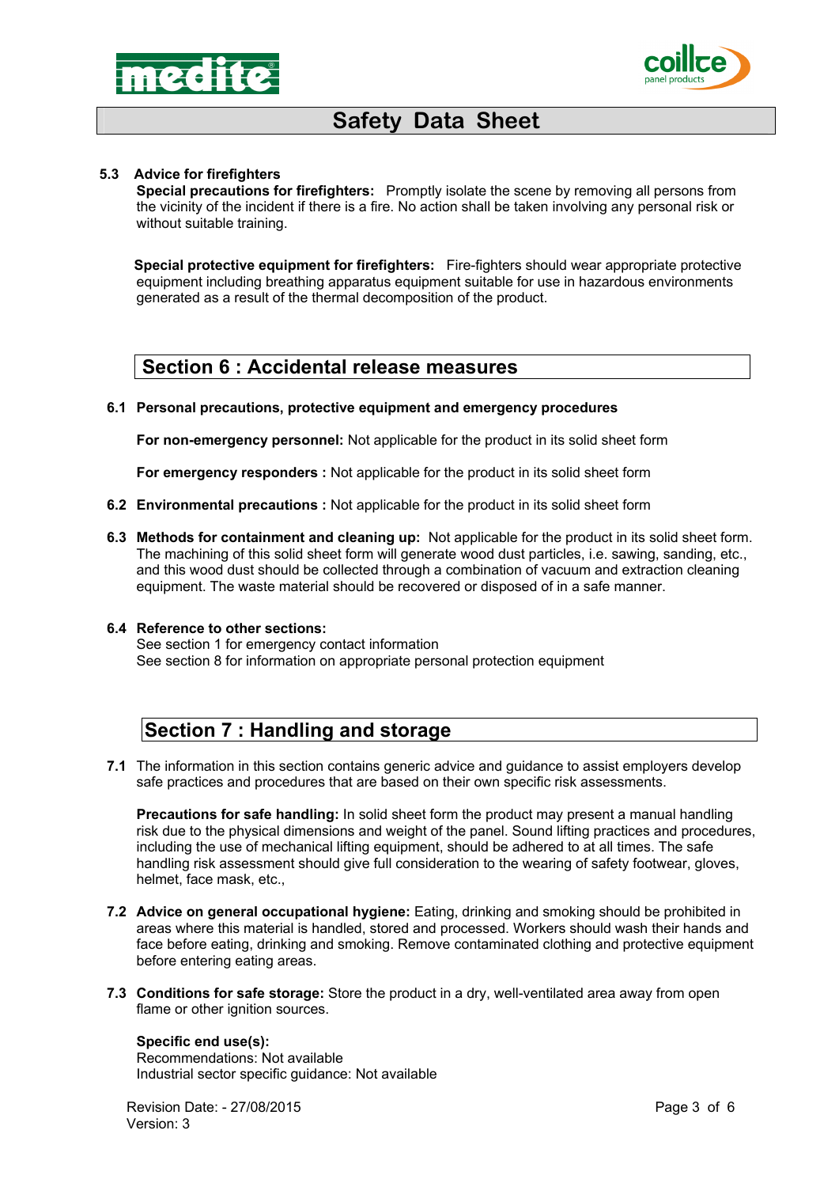### 5.3 Advice for firefighters

**Special precautions for firefighters:** Promptly isolate the scene by removing all persons from the vicinity of the incident if there is a fire. No action shall be taken involving any personal risk or without suitable training.

**Special protective equipment for firefighters:** Fire-fighters should wear appropriate protective equipment including breathing apparatus equipment suitable for use in hazardous environments generated as a result of the thermal decomposition of the product.

## Section 6 : Accidental release measures

### 6.1 Personal precautions, protective equipment and emergency procedures

**For non-emergency personnel:** Not applicable for the product in its solid sheet form

**For emergency responders :** Not applicable for the product in its solid sheet form

**6.2 Environmental precautions :** Not applicable for the product in its solid sheet form

**6.3 Methods for containment and cleaning up:** Not applicable for the product in its solid sheet form. The machining of this solid sheet form will generate wood dust particles, i.e. sawing, sanding, etc., and this wood dust should be collected through a combination of vacuum and extraction cleaning equipment. The waste material should be recovered or disposed of in a safe manner.

### 6.4 Reference to other sections:

See section 1 for emergency contact information
See section 8 for information on appropriate personal protection equipment

## Section 7 : Handling and storage

**7.1** The information in this section contains generic advice and guidance to assist employers develop safe practices and procedures that are based on their own specific risk assessments.

**Precautions for safe handling:** In solid sheet form the product may present a manual handling risk due to the physical dimensions and weight of the panel. Sound lifting practices and procedures, including the use of mechanical lifting equipment, should be adhered to at all times. The safe handling risk assessment should give full consideration to the wearing of safety footwear, gloves, helmet, face mask, etc.,

**7.2 Advice on general occupational hygiene:** Eating, drinking and smoking should be prohibited in areas where this material is handled, stored and processed. Workers should wash their hands and face before eating, drinking and smoking. Remove contaminated clothing and protective equipment before entering eating areas.

**7.3 Conditions for safe storage:** Store the product in a dry, well-ventilated area away from open flame or other ignition sources.

**Specific end use(s):**
Recommendations: Not available
Industrial sector specific guidance: Not available

Revision Date: - 27/08/2015
Version: 3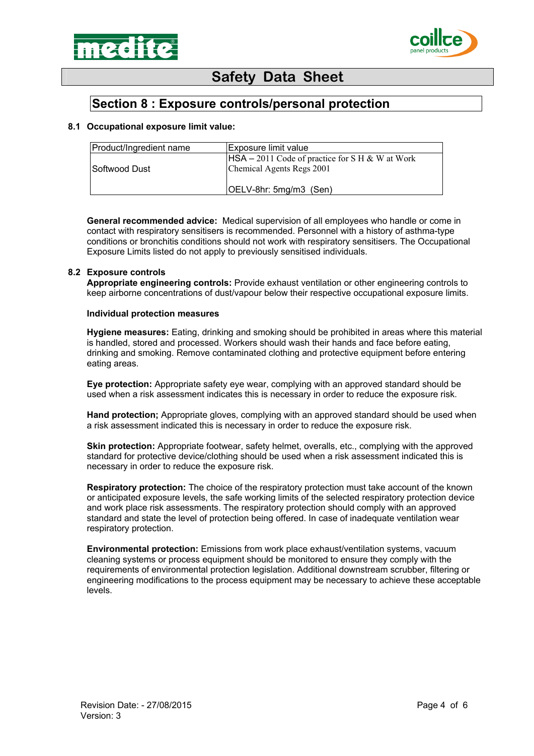# Safety Data Sheet

## Section 8 : Exposure controls/personal protection

### 8.1 Occupational exposure limit value:

| Product/Ingredient name | Exposure limit value |
|---|---|
| Softwood Dust | HSA – 2011 Code of practice for S H & W at Work Chemical Agents Regs 2001<br><br>OELV-8hr: 5mg/m3 (Sen) |

**General recommended advice:** Medical supervision of all employees who handle or come in contact with respiratory sensitisers is recommended. Personnel with a history of asthma-type conditions or bronchitis conditions should not work with respiratory sensitisers. The Occupational Exposure Limits listed do not apply to previously sensitised individuals.

### 8.2 Exposure controls

**Appropriate engineering controls:** Provide exhaust ventilation or other engineering controls to keep airborne concentrations of dust/vapour below their respective occupational exposure limits.

**Individual protection measures**

**Hygiene measures:** Eating, drinking and smoking should be prohibited in areas where this material is handled, stored and processed. Workers should wash their hands and face before eating, drinking and smoking. Remove contaminated clothing and protective equipment before entering eating areas.

**Eye protection:** Appropriate safety eye wear, complying with an approved standard should be used when a risk assessment indicates this is necessary in order to reduce the exposure risk.

**Hand protection;** Appropriate gloves, complying with an approved standard should be used when a risk assessment indicated this is necessary in order to reduce the exposure risk.

**Skin protection:** Appropriate footwear, safety helmet, overalls, etc., complying with the approved standard for protective device/clothing should be used when a risk assessment indicated this is necessary in order to reduce the exposure risk.

**Respiratory protection:** The choice of the respiratory protection must take account of the known or anticipated exposure levels, the safe working limits of the selected respiratory protection device and work place risk assessments. The respiratory protection should comply with an approved standard and state the level of protection being offered. In case of inadequate ventilation wear respiratory protection.

**Environmental protection:** Emissions from work place exhaust/ventilation systems, vacuum cleaning systems or process equipment should be monitored to ensure they comply with the requirements of environmental protection legislation. Additional downstream scrubber, filtering or engineering modifications to the process equipment may be necessary to achieve these acceptable levels.

Revision Date: - 27/08/2015
Version: 3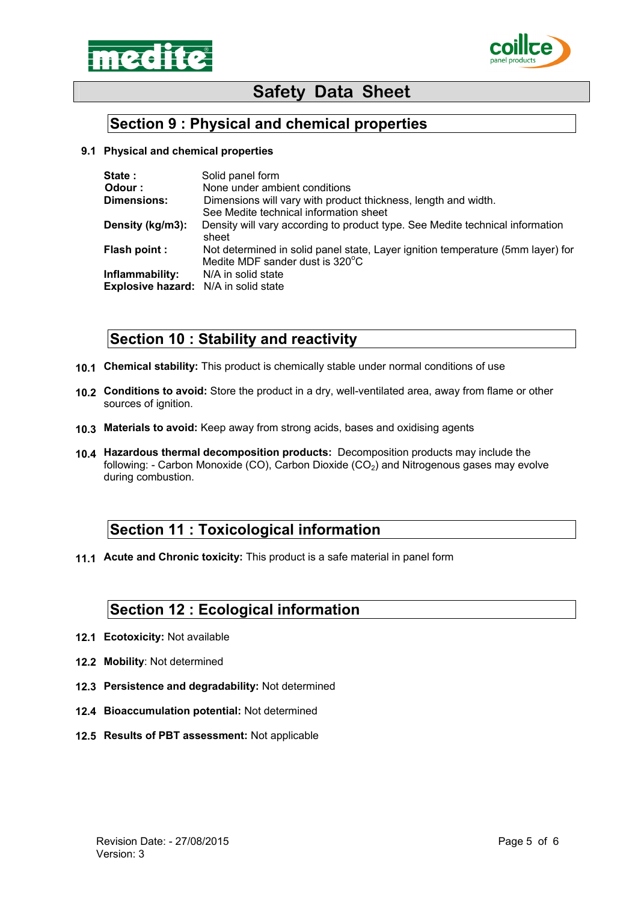# Safety Data Sheet

## Section 9 : Physical and chemical properties

**9.1 Physical and chemical properties**

| | |
|---|---|
| **State :** | Solid panel form |
| **Odour :** | None under ambient conditions |
| **Dimensions:** | Dimensions will vary with product thickness, length and width. See Medite technical information sheet |
| **Density (kg/m3):** | Density will vary according to product type. See Medite technical information sheet |
| **Flash point :** | Not determined in solid panel state, Layer ignition temperature (5mm layer) for Medite MDF sander dust is 320°C |
| **Inflammability:** | N/A in solid state |
| **Explosive hazard:** | N/A in solid state |

## Section 10 : Stability and reactivity

**10.1 Chemical stability:** This product is chemically stable under normal conditions of use

**10.2 Conditions to avoid:** Store the product in a dry, well-ventilated area, away from flame or other sources of ignition.

**10.3 Materials to avoid:** Keep away from strong acids, bases and oxidising agents

**10.4 Hazardous thermal decomposition products:** Decomposition products may include the following: - Carbon Monoxide (CO), Carbon Dioxide ($CO_2$) and Nitrogenous gases may evolve during combustion.

## Section 11 : Toxicological information

**11.1 Acute and Chronic toxicity:** This product is a safe material in panel form

## Section 12 : Ecological information

**12.1 Ecotoxicity:** Not available

**12.2 Mobility**: Not determined

**12.3 Persistence and degradability:** Not determined

**12.4 Bioaccumulation potential:** Not determined

**12.5 Results of PBT assessment:** Not applicable

Revision Date: - 27/08/2015
Version: 3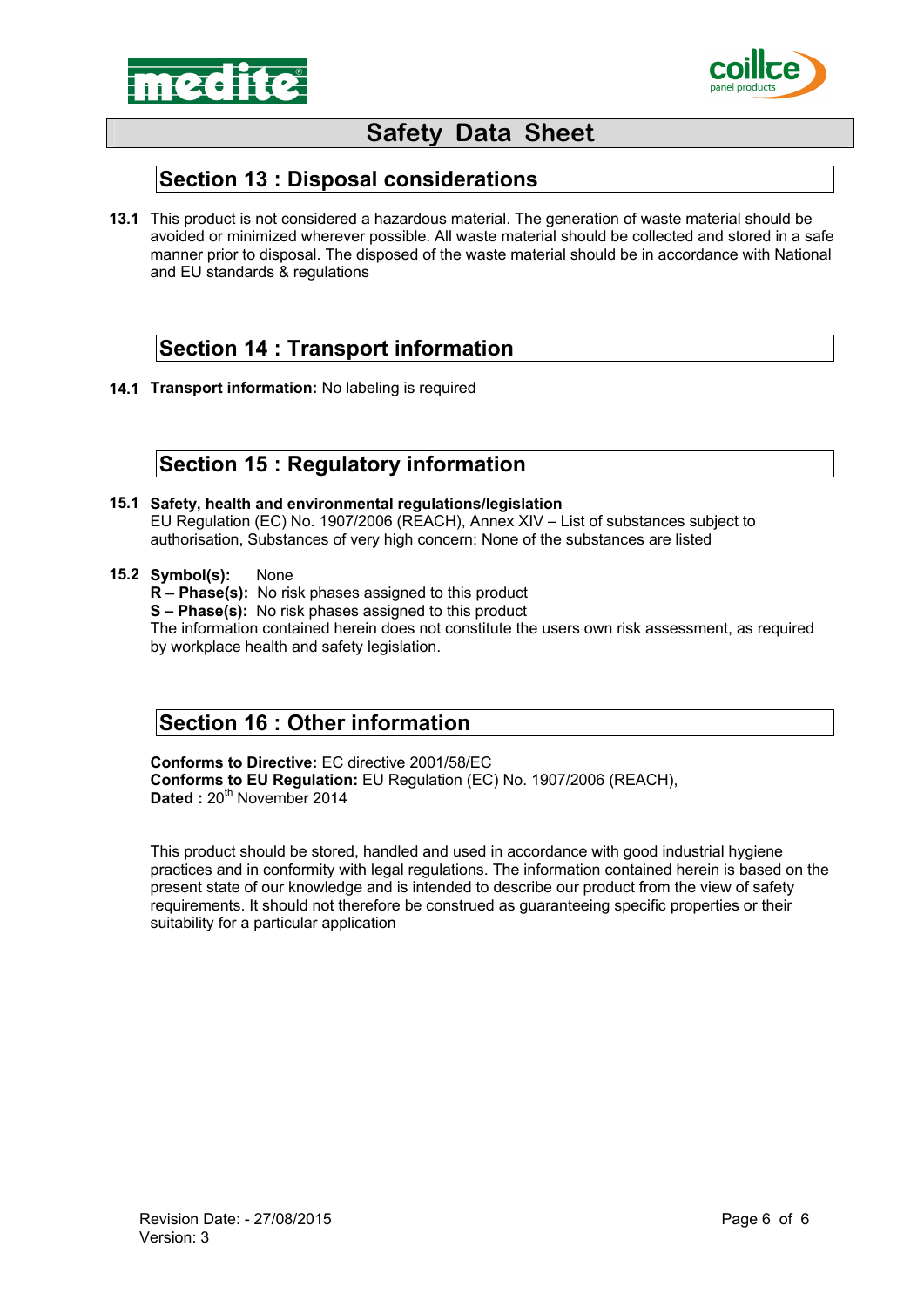# Safety Data Sheet

## Section 13 : Disposal considerations

**13.1** This product is not considered a hazardous material. The generation of waste material should be avoided or minimized wherever possible. All waste material should be collected and stored in a safe manner prior to disposal. The disposed of the waste material should be in accordance with National and EU standards & regulations

## Section 14 : Transport information

**14.1** **Transport information:** No labeling is required

## Section 15 : Regulatory information

**15.1** **Safety, health and environmental regulations/legislation**
EU Regulation (EC) No. 1907/2006 (REACH), Annex XIV – List of substances subject to authorisation, Substances of very high concern: None of the substances are listed

**15.2** **Symbol(s):** None
**R – Phase(s):** No risk phases assigned to this product
**S – Phase(s):** No risk phases assigned to this product
The information contained herein does not constitute the users own risk assessment, as required by workplace health and safety legislation.

## Section 16 : Other information

**Conforms to Directive:** EC directive 2001/58/EC
**Conforms to EU Regulation:** EU Regulation (EC) No. 1907/2006 (REACH),
**Dated :** 20th November 2014

This product should be stored, handled and used in accordance with good industrial hygiene practices and in conformity with legal regulations. The information contained herein is based on the present state of our knowledge and is intended to describe our product from the view of safety requirements. It should not therefore be construed as guaranteeing specific properties or their suitability for a particular application

Revision Date: - 27/08/2015
Version: 3